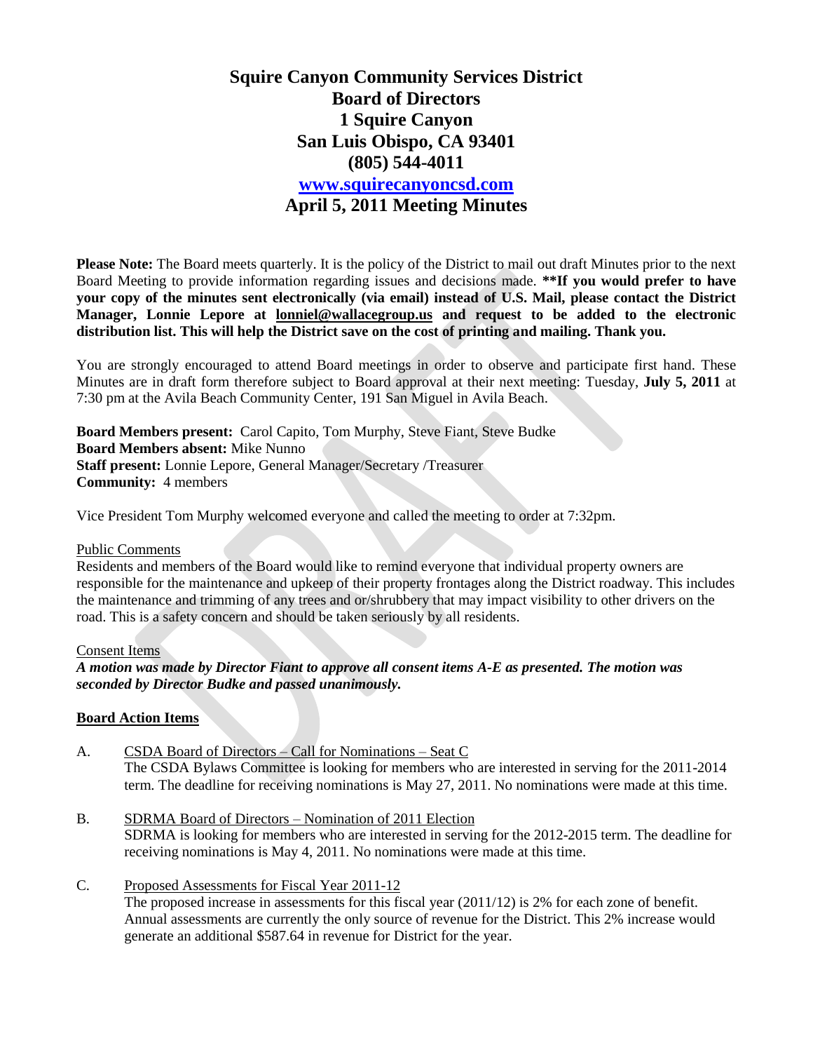# Squire Canyon Community Services District
## Board of Directors
## 1 Squire Canyon
## San Luis Obispo, CA 93401
## (805) 544-4011
## [www.squirecanyoncsd.com](http://www.squirecanyoncsd.com)
## April 5, 2011 Meeting Minutes

**Please Note:** The Board meets quarterly. It is the policy of the District to mail out draft Minutes prior to the next Board Meeting to provide information regarding issues and decisions made. **\*\*If you would prefer to have your copy of the minutes sent electronically (via email) instead of U.S. Mail, please contact the District Manager, Lonnie Lepore at lonniel@wallacegroup.us and request to be added to the electronic distribution list. This will help the District save on the cost of printing and mailing. Thank you.**

You are strongly encouraged to attend Board meetings in order to observe and participate first hand. These Minutes are in draft form therefore subject to Board approval at their next meeting: Tuesday, **July 5, 2011** at 7:30 pm at the Avila Beach Community Center, 191 San Miguel in Avila Beach.

**Board Members present:** Carol Capito, Tom Murphy, Steve Fiant, Steve Budke
**Board Members absent:** Mike Nunno
**Staff present:** Lonnie Lepore, General Manager/Secretary /Treasurer
**Community:** 4 members

Vice President Tom Murphy welcomed everyone and called the meeting to order at 7:32pm.

Public Comments

Residents and members of the Board would like to remind everyone that individual property owners are responsible for the maintenance and upkeep of their property frontages along the District roadway. This includes the maintenance and trimming of any trees and or/shrubbery that may impact visibility to other drivers on the road. This is a safety concern and should be taken seriously by all residents.

Consent Items

***A motion was made by Director Fiant to approve all consent items A-E as presented. The motion was seconded by Director Budke and passed unanimously.***

**Board Action Items**

A. CSDA Board of Directors – Call for Nominations – Seat C
The CSDA Bylaws Committee is looking for members who are interested in serving for the 2011-2014 term. The deadline for receiving nominations is May 27, 2011. No nominations were made at this time.

B. SDRMA Board of Directors – Nomination of 2011 Election
SDRMA is looking for members who are interested in serving for the 2012-2015 term. The deadline for receiving nominations is May 4, 2011. No nominations were made at this time.

C. Proposed Assessments for Fiscal Year 2011-12
The proposed increase in assessments for this fiscal year (2011/12) is 2% for each zone of benefit. Annual assessments are currently the only source of revenue for the District. This 2% increase would generate an additional $587.64 in revenue for District for the year.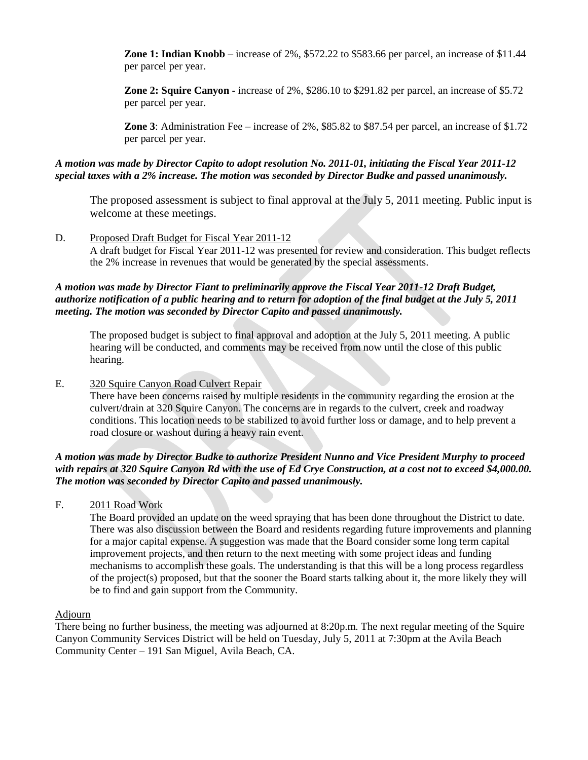**Zone 1: Indian Knobb** – increase of 2%, $572.22 to $583.66 per parcel, an increase of $11.44 per parcel per year.

**Zone 2: Squire Canyon -** increase of 2%, $286.10 to $291.82 per parcel, an increase of $5.72 per parcel per year.

**Zone 3**: Administration Fee – increase of 2%, $85.82 to $87.54 per parcel, an increase of $1.72 per parcel per year.

***A motion was made by Director Capito to adopt resolution No. 2011-01, initiating the Fiscal Year 2011-12 special taxes with a 2% increase. The motion was seconded by Director Budke and passed unanimously.***

The proposed assessment is subject to final approval at the July 5, 2011 meeting. Public input is welcome at these meetings.

D. Proposed Draft Budget for Fiscal Year 2011-12

A draft budget for Fiscal Year 2011-12 was presented for review and consideration. This budget reflects the 2% increase in revenues that would be generated by the special assessments.

***A motion was made by Director Fiant to preliminarily approve the Fiscal Year 2011-12 Draft Budget, authorize notification of a public hearing and to return for adoption of the final budget at the July 5, 2011 meeting. The motion was seconded by Director Capito and passed unanimously.***

The proposed budget is subject to final approval and adoption at the July 5, 2011 meeting. A public hearing will be conducted, and comments may be received from now until the close of this public hearing.

E. 320 Squire Canyon Road Culvert Repair

There have been concerns raised by multiple residents in the community regarding the erosion at the culvert/drain at 320 Squire Canyon. The concerns are in regards to the culvert, creek and roadway conditions. This location needs to be stabilized to avoid further loss or damage, and to help prevent a road closure or washout during a heavy rain event.

***A motion was made by Director Budke to authorize President Nunno and Vice President Murphy to proceed with repairs at 320 Squire Canyon Rd with the use of Ed Crye Construction, at a cost not to exceed $4,000.00. The motion was seconded by Director Capito and passed unanimously.***

F. 2011 Road Work

The Board provided an update on the weed spraying that has been done throughout the District to date. There was also discussion between the Board and residents regarding future improvements and planning for a major capital expense. A suggestion was made that the Board consider some long term capital improvement projects, and then return to the next meeting with some project ideas and funding mechanisms to accomplish these goals. The understanding is that this will be a long process regardless of the project(s) proposed, but that the sooner the Board starts talking about it, the more likely they will be to find and gain support from the Community.

Adjourn

There being no further business, the meeting was adjourned at 8:20p.m. The next regular meeting of the Squire Canyon Community Services District will be held on Tuesday, July 5, 2011 at 7:30pm at the Avila Beach Community Center – 191 San Miguel, Avila Beach, CA.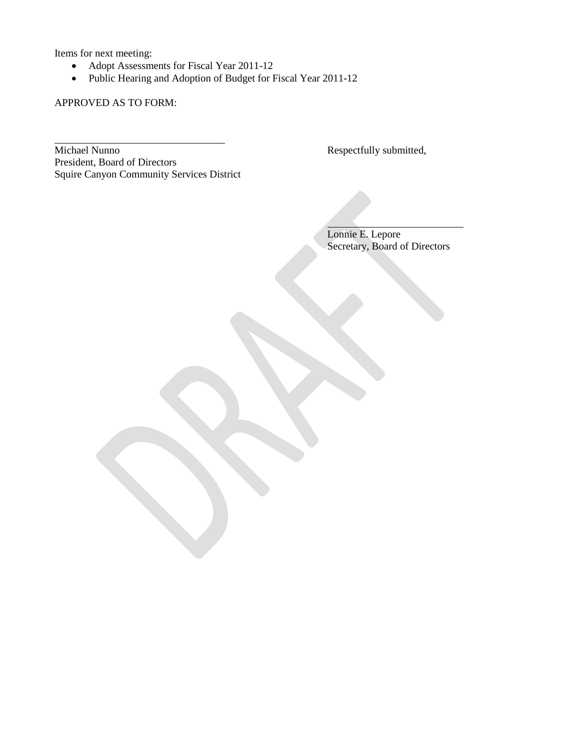Items for next meeting:

- Adopt Assessments for Fiscal Year 2011-12
- Public Hearing and Adoption of Budget for Fiscal Year 2011-12

APPROVED AS TO FORM:

\_\_\_\_\_\_\_\_\_\_\_\_\_\_\_\_\_\_\_\_\_\_\_\_\_\_\_\_\_\_\_\_\_\_

Michael Nunno
President, Board of Directors
Squire Canyon Community Services District

Respectfully submitted,

\_\_\_\_\_\_\_\_\_\_\_\_\_\_\_\_\_\_\_\_\_\_\_\_\_\_\_\_

Lonnie E. Lepore
Secretary, Board of Directors